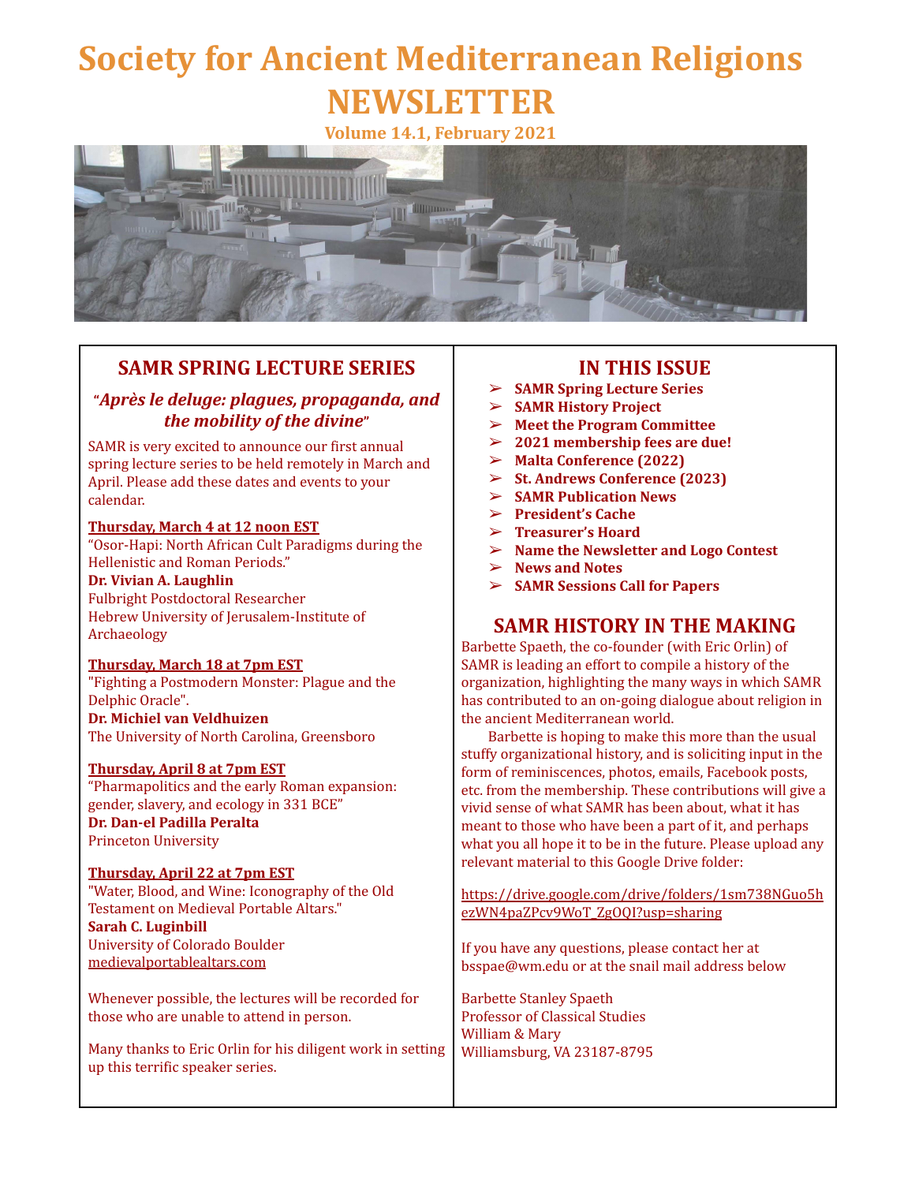# Society for Ancient Mediterranean Religions NEWSLETTER

**Volume 14.1, February 2021**

## SAMR SPRING LECTURE SERIES

### "*Après le deluge: plagues, propaganda, and the mobility of the divine*"

SAMR is very excited to announce our first annual spring lecture series to be held remotely in March and April. Please add these dates and events to your calendar.

**Thursday, March 4 at 12 noon EST**
"Osor-Hapi: North African Cult Paradigms during the Hellenistic and Roman Periods."
**Dr. Vivian A. Laughlin**
Fulbright Postdoctoral Researcher
Hebrew University of Jerusalem-Institute of Archaeology

**Thursday, March 18 at 7pm EST**
"Fighting a Postmodern Monster: Plague and the Delphic Oracle".
**Dr. Michiel van Veldhuizen**
The University of North Carolina, Greensboro

**Thursday, April 8 at 7pm EST**
"Pharmapolitics and the early Roman expansion: gender, slavery, and ecology in 331 BCE"
**Dr. Dan-el Padilla Peralta**
Princeton University

**Thursday, April 22 at 7pm EST**
"Water, Blood, and Wine: Iconography of the Old Testament on Medieval Portable Altars."
**Sarah C. Luginbill**
University of Colorado Boulder
medievalportablealtars.com

Whenever possible, the lectures will be recorded for those who are unable to attend in person.

Many thanks to Eric Orlin for his diligent work in setting up this terrific speaker series.

## IN THIS ISSUE

- **SAMR Spring Lecture Series**
- **SAMR History Project**
- **Meet the Program Committee**
- **2021 membership fees are due!**
- **Malta Conference (2022)**
- **St. Andrews Conference (2023)**
- **SAMR Publication News**
- **President's Cache**
- **Treasurer's Hoard**
- **Name the Newsletter and Logo Contest**
- **News and Notes**
- **SAMR Sessions Call for Papers**

## SAMR HISTORY IN THE MAKING

Barbette Spaeth, the co-founder (with Eric Orlin) of SAMR is leading an effort to compile a history of the organization, highlighting the many ways in which SAMR has contributed to an on-going dialogue about religion in the ancient Mediterranean world.

Barbette is hoping to make this more than the usual stuffy organizational history, and is soliciting input in the form of reminiscences, photos, emails, Facebook posts, etc. from the membership. These contributions will give a vivid sense of what SAMR has been about, what it has meant to those who have been a part of it, and perhaps what you all hope it to be in the future. Please upload any relevant material to this Google Drive folder:

https://drive.google.com/drive/folders/1sm738NGuo5hezWN4paZPcv9WoT_ZgOQI?usp=sharing

If you have any questions, please contact her at bsspae@wm.edu or at the snail mail address below

Barbette Stanley Spaeth
Professor of Classical Studies
William & Mary
Williamsburg, VA 23187-8795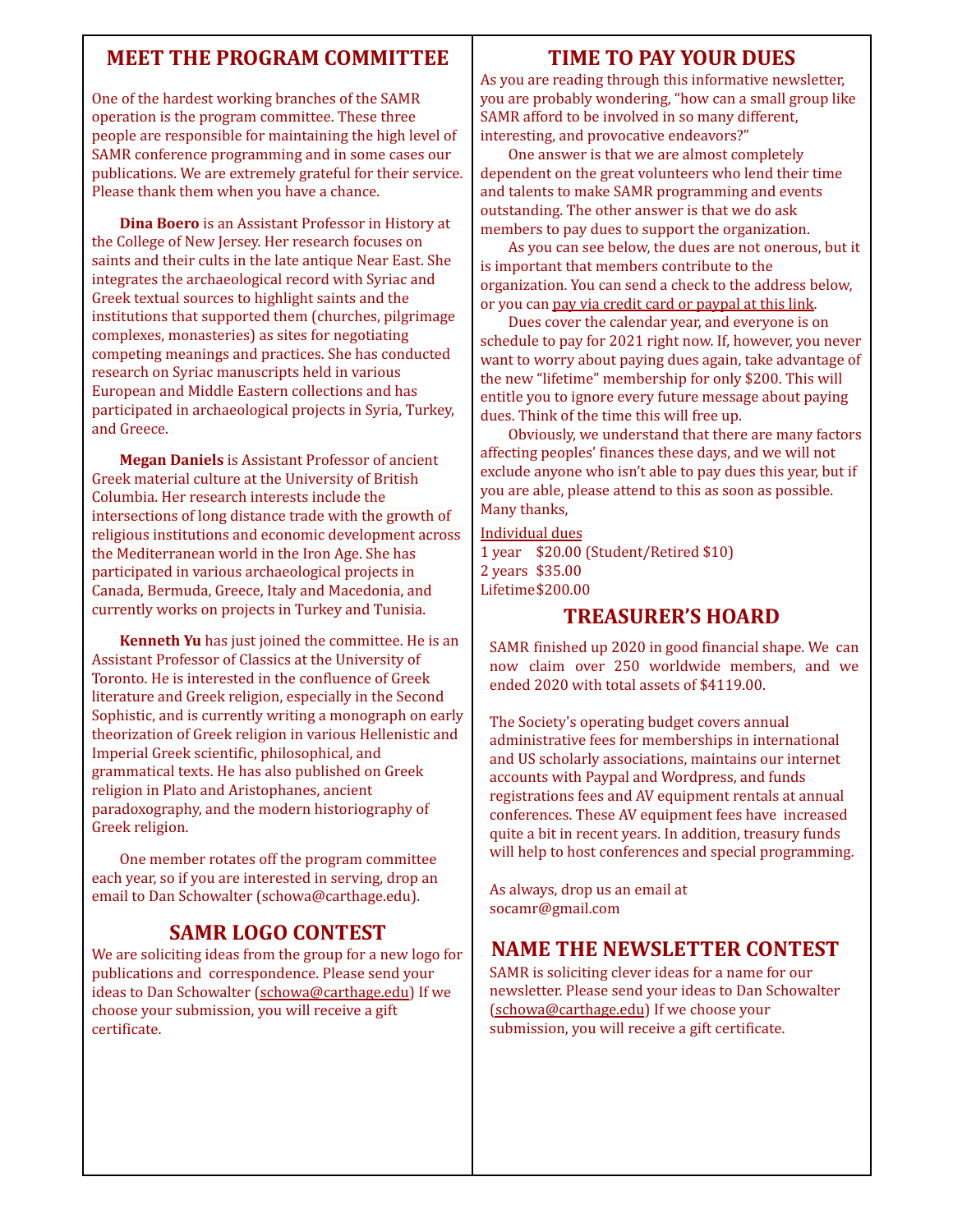## MEET THE PROGRAM COMMITTEE

One of the hardest working branches of the SAMR operation is the program committee. These three people are responsible for maintaining the high level of SAMR conference programming and in some cases our publications. We are extremely grateful for their service. Please thank them when you have a chance.

**Dina Boero** is an Assistant Professor in History at the College of New Jersey. Her research focuses on saints and their cults in the late antique Near East. She integrates the archaeological record with Syriac and Greek textual sources to highlight saints and the institutions that supported them (churches, pilgrimage complexes, monasteries) as sites for negotiating competing meanings and practices. She has conducted research on Syriac manuscripts held in various European and Middle Eastern collections and has participated in archaeological projects in Syria, Turkey, and Greece.

**Megan Daniels** is Assistant Professor of ancient Greek material culture at the University of British Columbia. Her research interests include the intersections of long distance trade with the growth of religious institutions and economic development across the Mediterranean world in the Iron Age. She has participated in various archaeological projects in Canada, Bermuda, Greece, Italy and Macedonia, and currently works on projects in Turkey and Tunisia.

**Kenneth Yu** has just joined the committee. He is an Assistant Professor of Classics at the University of Toronto. He is interested in the confluence of Greek literature and Greek religion, especially in the Second Sophistic, and is currently writing a monograph on early theorization of Greek religion in various Hellenistic and Imperial Greek scientific, philosophical, and grammatical texts. He has also published on Greek religion in Plato and Aristophanes, ancient paradoxography, and the modern historiography of Greek religion.

One member rotates off the program committee each year, so if you are interested in serving, drop an email to Dan Schowalter (schowa@carthage.edu).

## SAMR LOGO CONTEST

We are soliciting ideas from the group for a new logo for publications and correspondence. Please send your ideas to Dan Schowalter (schowa@carthage.edu) If we choose your submission, you will receive a gift certificate.

## TIME TO PAY YOUR DUES

As you are reading through this informative newsletter, you are probably wondering, "how can a small group like SAMR afford to be involved in so many different, interesting, and provocative endeavors?"

One answer is that we are almost completely dependent on the great volunteers who lend their time and talents to make SAMR programming and events outstanding. The other answer is that we do ask members to pay dues to support the organization.

As you can see below, the dues are not onerous, but it is important that members contribute to the organization. You can send a check to the address below, or you can pay via credit card or paypal at this link.

Dues cover the calendar year, and everyone is on schedule to pay for 2021 right now. If, however, you never want to worry about paying dues again, take advantage of the new "lifetime" membership for only $200. This will entitle you to ignore every future message about paying dues. Think of the time this will free up.

Obviously, we understand that there are many factors affecting peoples' finances these days, and we will not exclude anyone who isn't able to pay dues this year, but if you are able, please attend to this as soon as possible. Many thanks,

Individual dues

1 year $20.00 (Student/Retired $10)
2 years $35.00
Lifetime $200.00

## TREASURER'S HOARD

SAMR finished up 2020 in good financial shape. We can now claim over 250 worldwide members, and we ended 2020 with total assets of $4119.00.

The Society's operating budget covers annual administrative fees for memberships in international and US scholarly associations, maintains our internet accounts with Paypal and Wordpress, and funds registrations fees and AV equipment rentals at annual conferences. These AV equipment fees have increased quite a bit in recent years. In addition, treasury funds will help to host conferences and special programming.

As always, drop us an email at socamr@gmail.com

## NAME THE NEWSLETTER CONTEST

SAMR is soliciting clever ideas for a name for our newsletter. Please send your ideas to Dan Schowalter (schowa@carthage.edu) If we choose your submission, you will receive a gift certificate.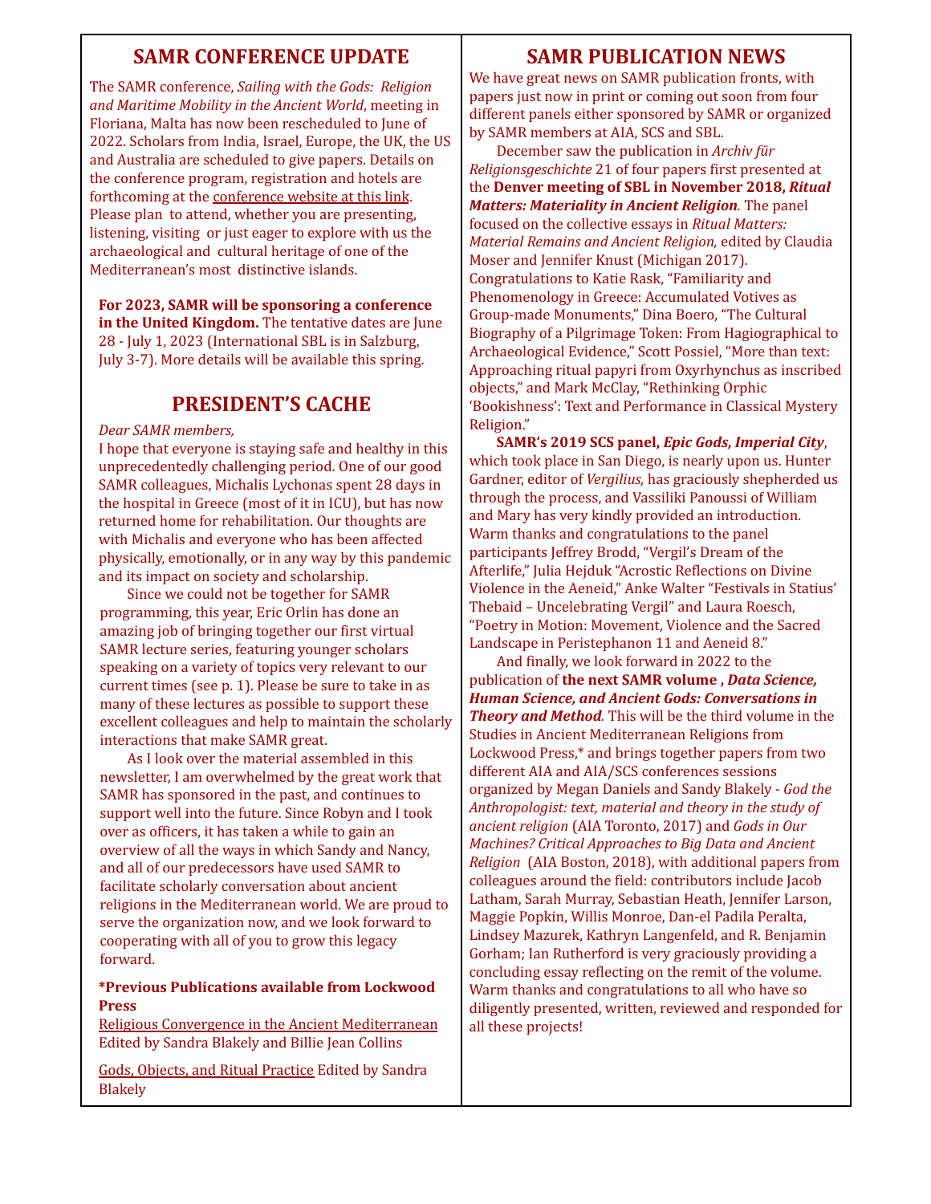## SAMR CONFERENCE UPDATE

The SAMR conference, *Sailing with the Gods: Religion and Maritime Mobility in the Ancient World*, meeting in Floriana, Malta has now been rescheduled to June of 2022. Scholars from India, Israel, Europe, the UK, the US and Australia are scheduled to give papers. Details on the conference program, registration and hotels are forthcoming at the conference website at this link. Please plan to attend, whether you are presenting, listening, visiting or just eager to explore with us the archaeological and cultural heritage of one of the Mediterranean's most distinctive islands.

**For 2023, SAMR will be sponsoring a conference in the United Kingdom.** The tentative dates are June 28 - July 1, 2023 (International SBL is in Salzburg, July 3-7). More details will be available this spring.

## PRESIDENT'S CACHE

*Dear SAMR members,*

I hope that everyone is staying safe and healthy in this unprecedentedly challenging period. One of our good SAMR colleagues, Michalis Lychonas spent 28 days in the hospital in Greece (most of it in ICU), but has now returned home for rehabilitation. Our thoughts are with Michalis and everyone who has been affected physically, emotionally, or in any way by this pandemic and its impact on society and scholarship.

Since we could not be together for SAMR programming, this year, Eric Orlin has done an amazing job of bringing together our first virtual SAMR lecture series, featuring younger scholars speaking on a variety of topics very relevant to our current times (see p. 1). Please be sure to take in as many of these lectures as possible to support these excellent colleagues and help to maintain the scholarly interactions that make SAMR great.

As I look over the material assembled in this newsletter, I am overwhelmed by the great work that SAMR has sponsored in the past, and continues to support well into the future. Since Robyn and I took over as officers, it has taken a while to gain an overview of all the ways in which Sandy and Nancy, and all of our predecessors have used SAMR to facilitate scholarly conversation about ancient religions in the Mediterranean world. We are proud to serve the organization now, and we look forward to cooperating with all of you to grow this legacy forward.

**\*Previous Publications available from Lockwood Press**

Religious Convergence in the Ancient Mediterranean Edited by Sandra Blakely and Billie Jean Collins

Gods, Objects, and Ritual Practice Edited by Sandra Blakely

## SAMR PUBLICATION NEWS

We have great news on SAMR publication fronts, with papers just now in print or coming out soon from four different panels either sponsored by SAMR or organized by SAMR members at AIA, SCS and SBL.

December saw the publication in *Archiv für Religionsgeschichte* 21 of four papers first presented at the **Denver meeting of SBL in November 2018, *Ritual Matters: Materiality in Ancient Religion*.** The panel focused on the collective essays in *Ritual Matters: Material Remains and Ancient Religion,* edited by Claudia Moser and Jennifer Knust (Michigan 2017). Congratulations to Katie Rask, "Familiarity and Phenomenology in Greece: Accumulated Votives as Group-made Monuments," Dina Boero, "The Cultural Biography of a Pilgrimage Token: From Hagiographical to Archaeological Evidence," Scott Possiel, "More than text: Approaching ritual papyri from Oxyrhynchus as inscribed objects," and Mark McClay, "Rethinking Orphic 'Bookishness': Text and Performance in Classical Mystery Religion."

**SAMR's 2019 SCS panel, *Epic Gods, Imperial City***, which took place in San Diego, is nearly upon us. Hunter Gardner, editor of *Vergilius,* has graciously shepherded us through the process, and Vassiliki Panoussi of William and Mary has very kindly provided an introduction. Warm thanks and congratulations to the panel participants Jeffrey Brodd, "Vergil's Dream of the Afterlife," Julia Hejduk "Acrostic Reflections on Divine Violence in the Aeneid," Anke Walter "Festivals in Statius' Thebaid – Uncelebrating Vergil" and Laura Roesch, "Poetry in Motion: Movement, Violence and the Sacred Landscape in Peristephanon 11 and Aeneid 8."

And finally, we look forward in 2022 to the publication of **the next SAMR volume , *Data Science, Human Science, and Ancient Gods: Conversations in Theory and Method*.** This will be the third volume in the Studies in Ancient Mediterranean Religions from Lockwood Press,* and brings together papers from two different AIA and AIA/SCS conferences sessions organized by Megan Daniels and Sandy Blakely - *God the Anthropologist: text, material and theory in the study of ancient religion* (AIA Toronto, 2017) and *Gods in Our Machines? Critical Approaches to Big Data and Ancient Religion* (AIA Boston, 2018), with additional papers from colleagues around the field: contributors include Jacob Latham, Sarah Murray, Sebastian Heath, Jennifer Larson, Maggie Popkin, Willis Monroe, Dan-el Padila Peralta, Lindsey Mazurek, Kathryn Langenfeld, and R. Benjamin Gorham; Ian Rutherford is very graciously providing a concluding essay reflecting on the remit of the volume. Warm thanks and congratulations to all who have so diligently presented, written, reviewed and responded for all these projects!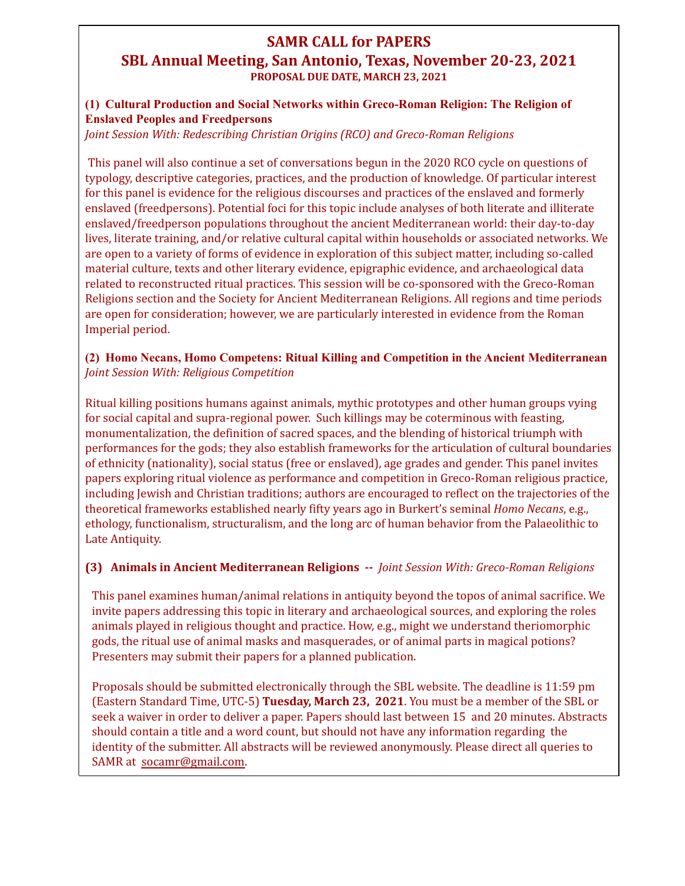# SAMR CALL for PAPERS

## SBL Annual Meeting, San Antonio, Texas, November 20-23, 2021

**PROPOSAL DUE DATE, MARCH 23, 2021**

### (1) Cultural Production and Social Networks within Greco-Roman Religion: The Religion of Enslaved Peoples and Freedpersons

*Joint Session With: Redescribing Christian Origins (RCO) and Greco-Roman Religions*

This panel will also continue a set of conversations begun in the 2020 RCO cycle on questions of typology, descriptive categories, practices, and the production of knowledge. Of particular interest for this panel is evidence for the religious discourses and practices of the enslaved and formerly enslaved (freedpersons). Potential foci for this topic include analyses of both literate and illiterate enslaved/freedperson populations throughout the ancient Mediterranean world: their day-to-day lives, literate training, and/or relative cultural capital within households or associated networks. We are open to a variety of forms of evidence in exploration of this subject matter, including so-called material culture, texts and other literary evidence, epigraphic evidence, and archaeological data related to reconstructed ritual practices. This session will be co-sponsored with the Greco-Roman Religions section and the Society for Ancient Mediterranean Religions. All regions and time periods are open for consideration; however, we are particularly interested in evidence from the Roman Imperial period.

### (2) Homo Necans, Homo Competens: Ritual Killing and Competition in the Ancient Mediterranean

*Joint Session With: Religious Competition*

Ritual killing positions humans against animals, mythic prototypes and other human groups vying for social capital and supra-regional power. Such killings may be coterminous with feasting, monumentalization, the definition of sacred spaces, and the blending of historical triumph with performances for the gods; they also establish frameworks for the articulation of cultural boundaries of ethnicity (nationality), social status (free or enslaved), age grades and gender. This panel invites papers exploring ritual violence as performance and competition in Greco-Roman religious practice, including Jewish and Christian traditions; authors are encouraged to reflect on the trajectories of the theoretical frameworks established nearly fifty years ago in Burkert's seminal *Homo Necans*, e.g., ethology, functionalism, structuralism, and the long arc of human behavior from the Palaeolithic to Late Antiquity.

### (3) Animals in Ancient Mediterranean Religions -- *Joint Session With: Greco-Roman Religions*

This panel examines human/animal relations in antiquity beyond the topos of animal sacrifice. We invite papers addressing this topic in literary and archaeological sources, and exploring the roles animals played in religious thought and practice. How, e.g., might we understand theriomorphic gods, the ritual use of animal masks and masquerades, or of animal parts in magical potions? Presenters may submit their papers for a planned publication.

Proposals should be submitted electronically through the SBL website. The deadline is 11:59 pm (Eastern Standard Time, UTC-5) **Tuesday, March 23, 2021**. You must be a member of the SBL or seek a waiver in order to deliver a paper. Papers should last between 15 and 20 minutes. Abstracts should contain a title and a word count, but should not have any information regarding the identity of the submitter. All abstracts will be reviewed anonymously. Please direct all queries to SAMR at socamr@gmail.com.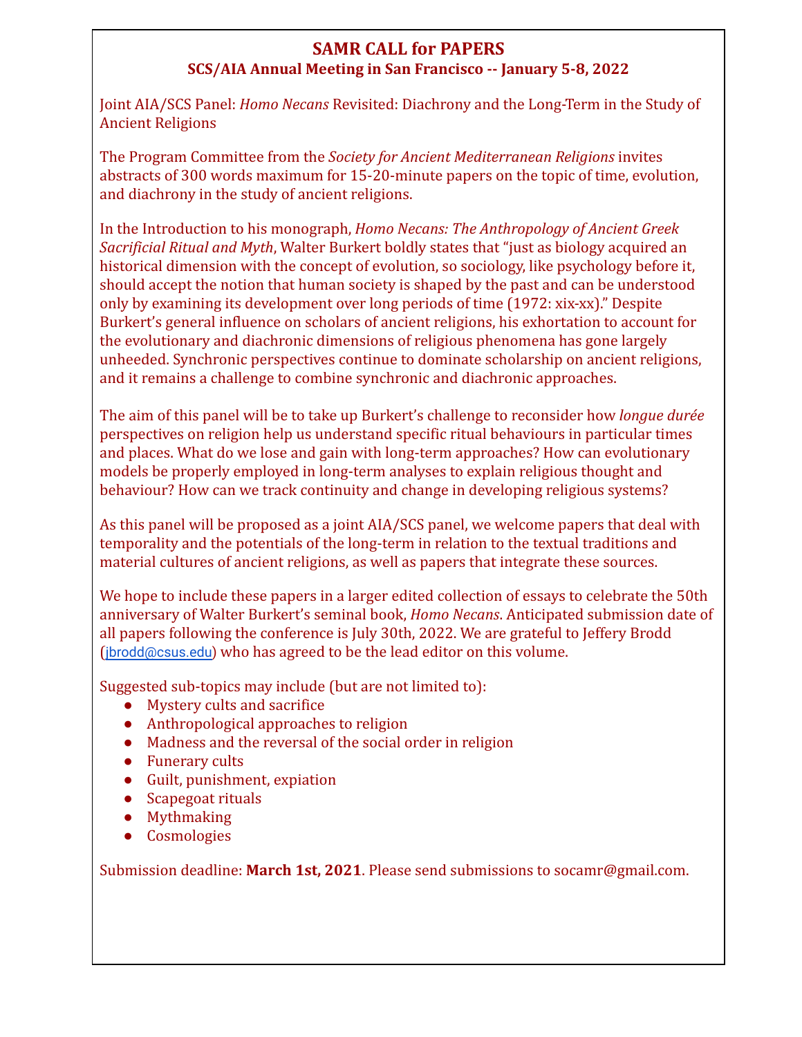# SAMR CALL for PAPERS

## SCS/AIA Annual Meeting in San Francisco -- January 5-8, 2022

Joint AIA/SCS Panel: *Homo Necans* Revisited: Diachrony and the Long-Term in the Study of Ancient Religions

The Program Committee from the *Society for Ancient Mediterranean Religions* invites abstracts of 300 words maximum for 15-20-minute papers on the topic of time, evolution, and diachrony in the study of ancient religions.

In the Introduction to his monograph, *Homo Necans: The Anthropology of Ancient Greek Sacrificial Ritual and Myth*, Walter Burkert boldly states that "just as biology acquired an historical dimension with the concept of evolution, so sociology, like psychology before it, should accept the notion that human society is shaped by the past and can be understood only by examining its development over long periods of time (1972: xix-xx)." Despite Burkert's general influence on scholars of ancient religions, his exhortation to account for the evolutionary and diachronic dimensions of religious phenomena has gone largely unheeded. Synchronic perspectives continue to dominate scholarship on ancient religions, and it remains a challenge to combine synchronic and diachronic approaches.

The aim of this panel will be to take up Burkert's challenge to reconsider how *longue durée* perspectives on religion help us understand specific ritual behaviours in particular times and places. What do we lose and gain with long-term approaches? How can evolutionary models be properly employed in long-term analyses to explain religious thought and behaviour? How can we track continuity and change in developing religious systems?

As this panel will be proposed as a joint AIA/SCS panel, we welcome papers that deal with temporality and the potentials of the long-term in relation to the textual traditions and material cultures of ancient religions, as well as papers that integrate these sources.

We hope to include these papers in a larger edited collection of essays to celebrate the 50th anniversary of Walter Burkert's seminal book, *Homo Necans*. Anticipated submission date of all papers following the conference is July 30th, 2022. We are grateful to Jeffery Brodd (jbrodd@csus.edu) who has agreed to be the lead editor on this volume.

Suggested sub-topics may include (but are not limited to):

- Mystery cults and sacrifice
- Anthropological approaches to religion
- Madness and the reversal of the social order in religion
- Funerary cults
- Guilt, punishment, expiation
- Scapegoat rituals
- Mythmaking
- Cosmologies

Submission deadline: **March 1st, 2021**. Please send submissions to socamr@gmail.com.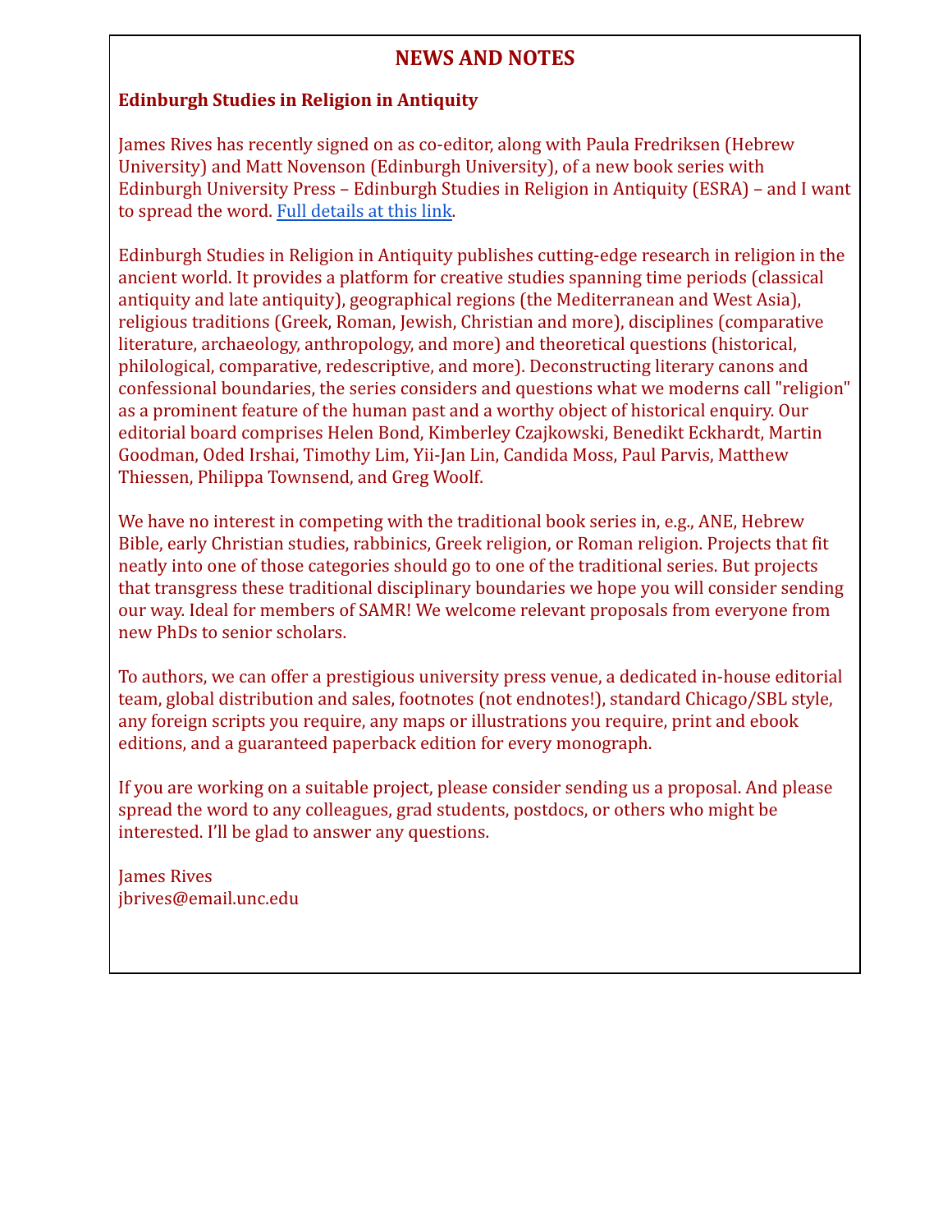# NEWS AND NOTES

## Edinburgh Studies in Religion in Antiquity

James Rives has recently signed on as co-editor, along with Paula Fredriksen (Hebrew University) and Matt Novenson (Edinburgh University), of a new book series with Edinburgh University Press – Edinburgh Studies in Religion in Antiquity (ESRA) – and I want to spread the word. [Full details at this link].

Edinburgh Studies in Religion in Antiquity publishes cutting-edge research in religion in the ancient world. It provides a platform for creative studies spanning time periods (classical antiquity and late antiquity), geographical regions (the Mediterranean and West Asia), religious traditions (Greek, Roman, Jewish, Christian and more), disciplines (comparative literature, archaeology, anthropology, and more) and theoretical questions (historical, philological, comparative, redescriptive, and more). Deconstructing literary canons and confessional boundaries, the series considers and questions what we moderns call "religion" as a prominent feature of the human past and a worthy object of historical enquiry. Our editorial board comprises Helen Bond, Kimberley Czajkowski, Benedikt Eckhardt, Martin Goodman, Oded Irshai, Timothy Lim, Yii-Jan Lin, Candida Moss, Paul Parvis, Matthew Thiessen, Philippa Townsend, and Greg Woolf.

We have no interest in competing with the traditional book series in, e.g., ANE, Hebrew Bible, early Christian studies, rabbinics, Greek religion, or Roman religion. Projects that fit neatly into one of those categories should go to one of the traditional series. But projects that transgress these traditional disciplinary boundaries we hope you will consider sending our way. Ideal for members of SAMR! We welcome relevant proposals from everyone from new PhDs to senior scholars.

To authors, we can offer a prestigious university press venue, a dedicated in-house editorial team, global distribution and sales, footnotes (not endnotes!), standard Chicago/SBL style, any foreign scripts you require, any maps or illustrations you require, print and ebook editions, and a guaranteed paperback edition for every monograph.

If you are working on a suitable project, please consider sending us a proposal. And please spread the word to any colleagues, grad students, postdocs, or others who might be interested. I'll be glad to answer any questions.

James Rives
jbrives@email.unc.edu